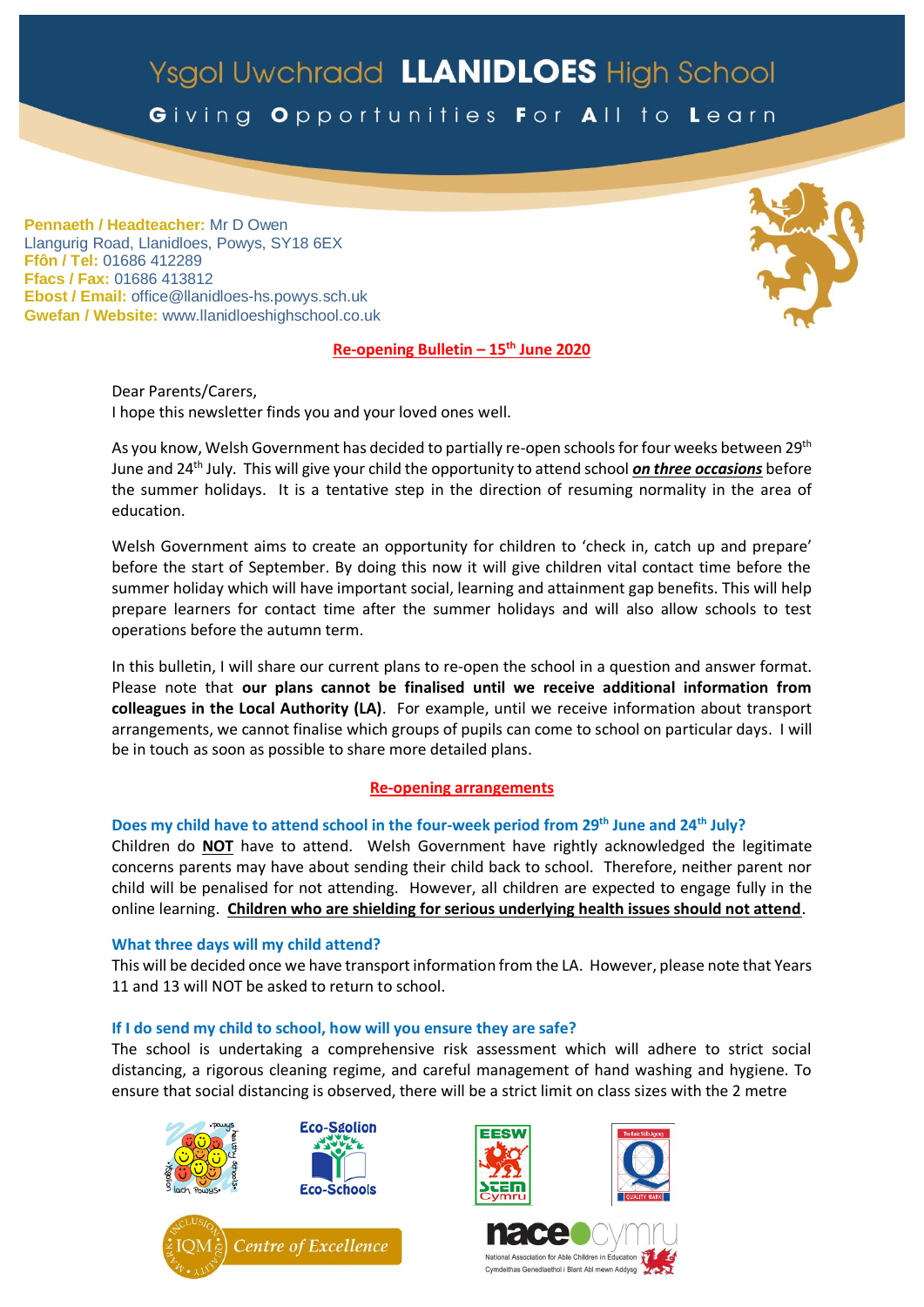# Ysgol Uwchradd LLANIDLOES High School

**G**iving **O**pportunities **F**or **A**ll to **L**earn

**Pennaeth / Headteacher:** Mr D Owen
Llangurig Road, Llanidloes, Powys, SY18 6EX
**Ffôn / Tel:** 01686 412289
**Ffacs / Fax:** 01686 413812
**Ebost / Email:** office@llanidloes-hs.powys.sch.uk
**Gwefan / Website:** www.llanidloeshighschool.co.uk

## Re-opening Bulletin – 15th June 2020

Dear Parents/Carers,
I hope this newsletter finds you and your loved ones well.

As you know, Welsh Government has decided to partially re-open schools for four weeks between 29th June and 24th July. This will give your child the opportunity to attend school ***on three occasions*** before the summer holidays. It is a tentative step in the direction of resuming normality in the area of education.

Welsh Government aims to create an opportunity for children to 'check in, catch up and prepare' before the start of September. By doing this now it will give children vital contact time before the summer holiday which will have important social, learning and attainment gap benefits. This will help prepare learners for contact time after the summer holidays and will also allow schools to test operations before the autumn term.

In this bulletin, I will share our current plans to re-open the school in a question and answer format. Please note that **our plans cannot be finalised until we receive additional information from colleagues in the Local Authority (LA)**. For example, until we receive information about transport arrangements, we cannot finalise which groups of pupils can come to school on particular days. I will be in touch as soon as possible to share more detailed plans.

## Re-opening arrangements

### Does my child have to attend school in the four-week period from 29th June and 24th July?

Children do **NOT** have to attend. Welsh Government have rightly acknowledged the legitimate concerns parents may have about sending their child back to school. Therefore, neither parent nor child will be penalised for not attending. However, all children are expected to engage fully in the online learning. **Children who are shielding for serious underlying health issues should not attend**.

### What three days will my child attend?

This will be decided once we have transport information from the LA. However, please note that Years 11 and 13 will NOT be asked to return to school.

### If I do send my child to school, how will you ensure they are safe?

The school is undertaking a comprehensive risk assessment which will adhere to strict social distancing, a rigorous cleaning regime, and careful management of hand washing and hygiene. To ensure that social distancing is observed, there will be a strict limit on class sizes with the 2 metre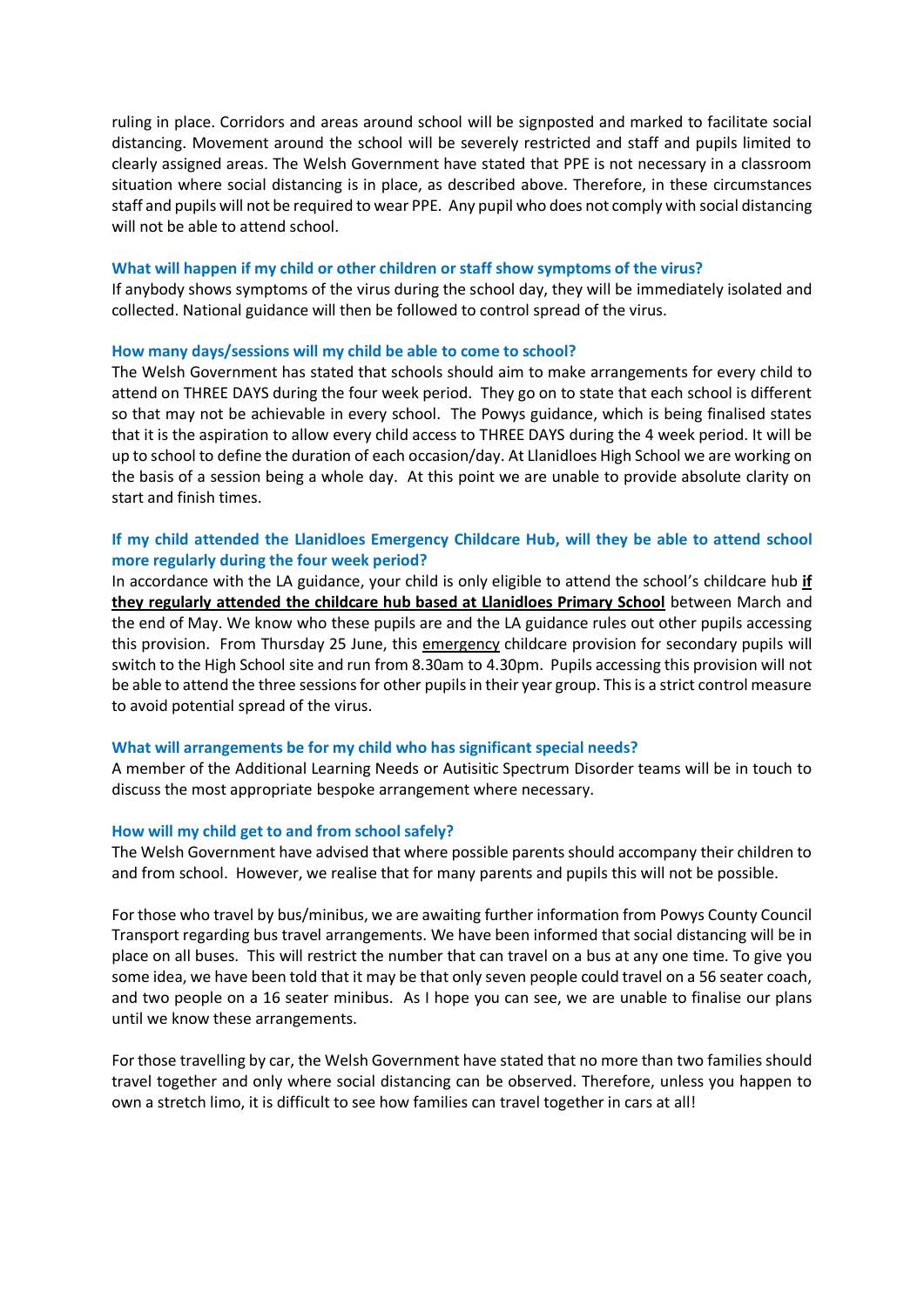ruling in place. Corridors and areas around school will be signposted and marked to facilitate social distancing. Movement around the school will be severely restricted and staff and pupils limited to clearly assigned areas. The Welsh Government have stated that PPE is not necessary in a classroom situation where social distancing is in place, as described above. Therefore, in these circumstances staff and pupils will not be required to wear PPE. Any pupil who does not comply with social distancing will not be able to attend school.

### What will happen if my child or other children or staff show symptoms of the virus?

If anybody shows symptoms of the virus during the school day, they will be immediately isolated and collected. National guidance will then be followed to control spread of the virus.

### How many days/sessions will my child be able to come to school?

The Welsh Government has stated that schools should aim to make arrangements for every child to attend on THREE DAYS during the four week period. They go on to state that each school is different so that may not be achievable in every school. The Powys guidance, which is being finalised states that it is the aspiration to allow every child access to THREE DAYS during the 4 week period. It will be up to school to define the duration of each occasion/day. At Llanidloes High School we are working on the basis of a session being a whole day. At this point we are unable to provide absolute clarity on start and finish times.

### If my child attended the Llanidloes Emergency Childcare Hub, will they be able to attend school more regularly during the four week period?

In accordance with the LA guidance, your child is only eligible to attend the school's childcare hub **<u>if they regularly attended the childcare hub based at Llanidloes Primary School</u>** between March and the end of May. We know who these pupils are and the LA guidance rules out other pupils accessing this provision. From Thursday 25 June, this <u>emergency</u> childcare provision for secondary pupils will switch to the High School site and run from 8.30am to 4.30pm. Pupils accessing this provision will not be able to attend the three sessions for other pupils in their year group. This is a strict control measure to avoid potential spread of the virus.

### What will arrangements be for my child who has significant special needs?

A member of the Additional Learning Needs or Autisitic Spectrum Disorder teams will be in touch to discuss the most appropriate bespoke arrangement where necessary.

### How will my child get to and from school safely?

The Welsh Government have advised that where possible parents should accompany their children to and from school. However, we realise that for many parents and pupils this will not be possible.

For those who travel by bus/minibus, we are awaiting further information from Powys County Council Transport regarding bus travel arrangements. We have been informed that social distancing will be in place on all buses. This will restrict the number that can travel on a bus at any one time. To give you some idea, we have been told that it may be that only seven people could travel on a 56 seater coach, and two people on a 16 seater minibus. As I hope you can see, we are unable to finalise our plans until we know these arrangements.

For those travelling by car, the Welsh Government have stated that no more than two families should travel together and only where social distancing can be observed. Therefore, unless you happen to own a stretch limo, it is difficult to see how families can travel together in cars at all!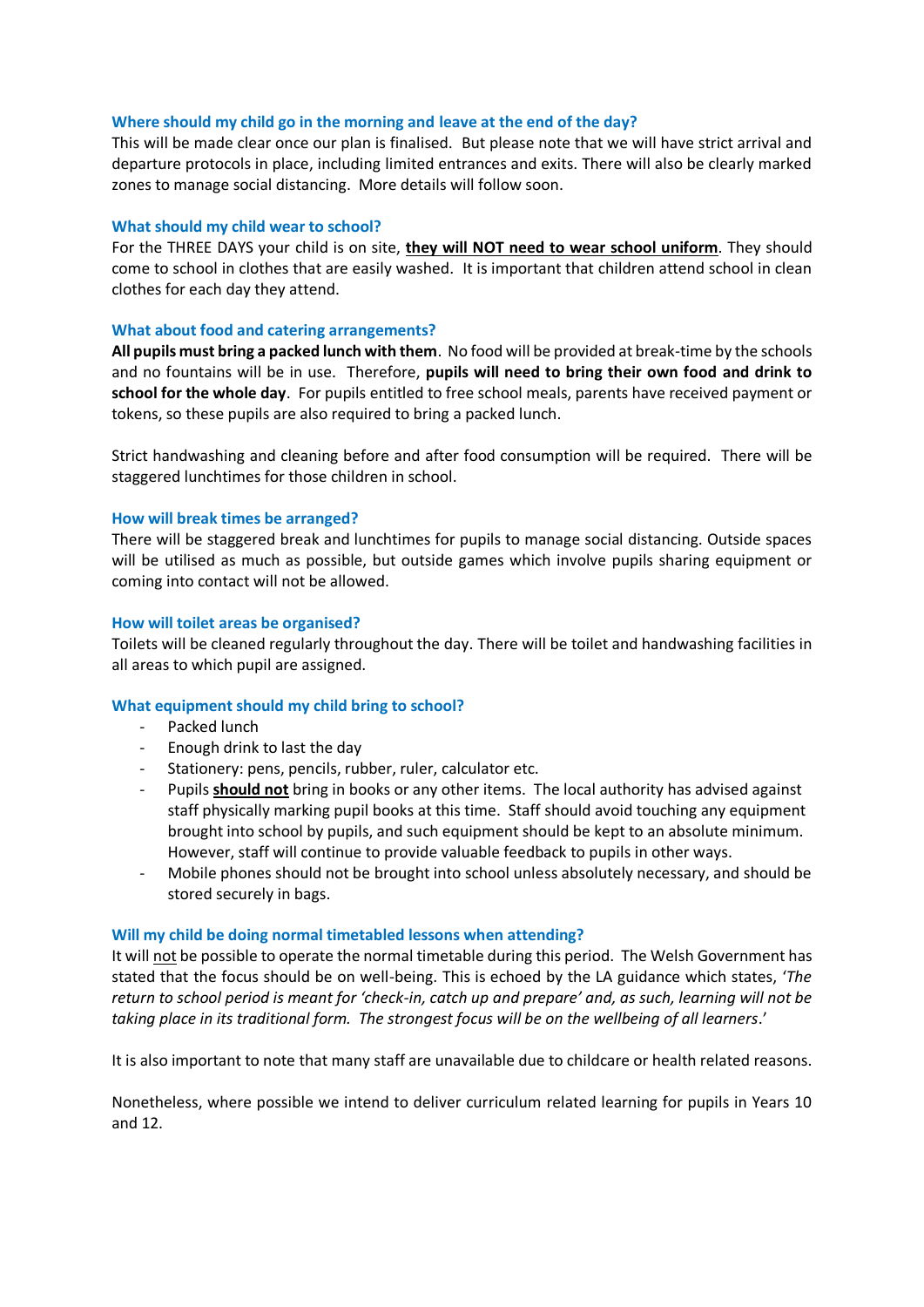### Where should my child go in the morning and leave at the end of the day?

This will be made clear once our plan is finalised. But please note that we will have strict arrival and departure protocols in place, including limited entrances and exits. There will also be clearly marked zones to manage social distancing. More details will follow soon.

### What should my child wear to school?

For the THREE DAYS your child is on site, **they will NOT need to wear school uniform**. They should come to school in clothes that are easily washed. It is important that children attend school in clean clothes for each day they attend.

### What about food and catering arrangements?

**All pupils must bring a packed lunch with them**. No food will be provided at break-time by the schools and no fountains will be in use. Therefore, **pupils will need to bring their own food and drink to school for the whole day**. For pupils entitled to free school meals, parents have received payment or tokens, so these pupils are also required to bring a packed lunch.

Strict handwashing and cleaning before and after food consumption will be required. There will be staggered lunchtimes for those children in school.

### How will break times be arranged?

There will be staggered break and lunchtimes for pupils to manage social distancing. Outside spaces will be utilised as much as possible, but outside games which involve pupils sharing equipment or coming into contact will not be allowed.

### How will toilet areas be organised?

Toilets will be cleaned regularly throughout the day. There will be toilet and handwashing facilities in all areas to which pupil are assigned.

### What equipment should my child bring to school?

- Packed lunch
- Enough drink to last the day
- Stationery: pens, pencils, rubber, ruler, calculator etc.
- Pupils **should not** bring in books or any other items. The local authority has advised against staff physically marking pupil books at this time. Staff should avoid touching any equipment brought into school by pupils, and such equipment should be kept to an absolute minimum. However, staff will continue to provide valuable feedback to pupils in other ways.
- Mobile phones should not be brought into school unless absolutely necessary, and should be stored securely in bags.

### Will my child be doing normal timetabled lessons when attending?

It will not be possible to operate the normal timetable during this period. The Welsh Government has stated that the focus should be on well-being. This is echoed by the LA guidance which states, '*The return to school period is meant for 'check-in, catch up and prepare' and, as such, learning will not be taking place in its traditional form. The strongest focus will be on the wellbeing of all learners*.'

It is also important to note that many staff are unavailable due to childcare or health related reasons.

Nonetheless, where possible we intend to deliver curriculum related learning for pupils in Years 10 and 12.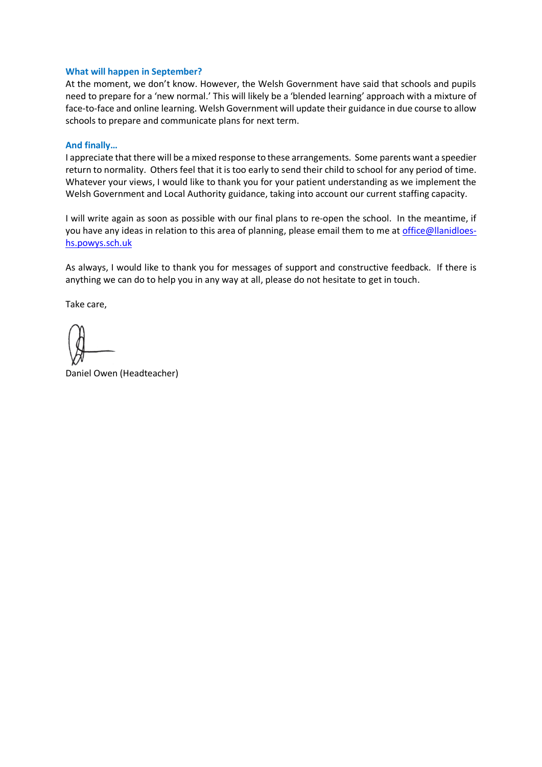### What will happen in September?

At the moment, we don't know. However, the Welsh Government have said that schools and pupils need to prepare for a 'new normal.' This will likely be a 'blended learning' approach with a mixture of face-to-face and online learning. Welsh Government will update their guidance in due course to allow schools to prepare and communicate plans for next term.

### And finally…

I appreciate that there will be a mixed response to these arrangements. Some parents want a speedier return to normality. Others feel that it is too early to send their child to school for any period of time. Whatever your views, I would like to thank you for your patient understanding as we implement the Welsh Government and Local Authority guidance, taking into account our current staffing capacity.

I will write again as soon as possible with our final plans to re-open the school. In the meantime, if you have any ideas in relation to this area of planning, please email them to me at office@llanidloes-hs.powys.sch.uk

As always, I would like to thank you for messages of support and constructive feedback. If there is anything we can do to help you in any way at all, please do not hesitate to get in touch.

Take care,

Daniel Owen (Headteacher)